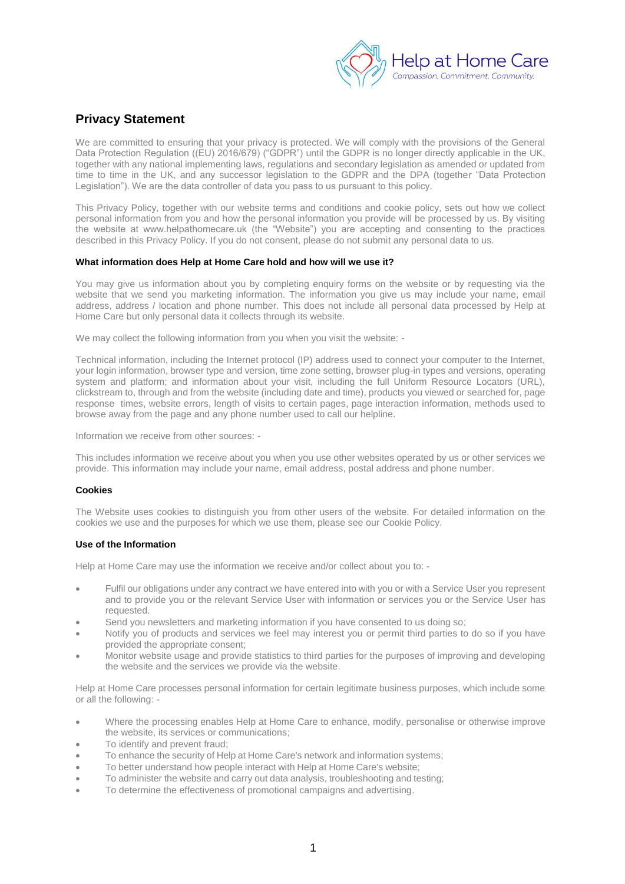# Privacy Statement

We are committed to ensuring that your privacy is protected. We will comply with the provisions of the General Data Protection Regulation ((EU) 2016/679) ("GDPR") until the GDPR is no longer directly applicable in the UK, together with any national implementing laws, regulations and secondary legislation as amended or updated from time to time in the UK, and any successor legislation to the GDPR and the DPA (together "Data Protection Legislation"). We are the data controller of data you pass to us pursuant to this policy.

This Privacy Policy, together with our website terms and conditions and cookie policy, sets out how we collect personal information from you and how the personal information you provide will be processed by us. By visiting the website at www.helpathomecare.uk (the "Website") you are accepting and consenting to the practices described in this Privacy Policy. If you do not consent, please do not submit any personal data to us.

**What information does Help at Home Care hold and how will we use it?**

You may give us information about you by completing enquiry forms on the website or by requesting via the website that we send you marketing information. The information you give us may include your name, email address, address / location and phone number. This does not include all personal data processed by Help at Home Care but only personal data it collects through its website.

We may collect the following information from you when you visit the website: -

Technical information, including the Internet protocol (IP) address used to connect your computer to the Internet, your login information, browser type and version, time zone setting, browser plug-in types and versions, operating system and platform; and information about your visit, including the full Uniform Resource Locators (URL), clickstream to, through and from the website (including date and time), products you viewed or searched for, page response times, website errors, length of visits to certain pages, page interaction information, methods used to browse away from the page and any phone number used to call our helpline.

Information we receive from other sources: -

This includes information we receive about you when you use other websites operated by us or other services we provide. This information may include your name, email address, postal address and phone number.

**Cookies**

The Website uses cookies to distinguish you from other users of the website. For detailed information on the cookies we use and the purposes for which we use them, please see our Cookie Policy.

**Use of the Information**

Help at Home Care may use the information we receive and/or collect about you to: -

- Fulfil our obligations under any contract we have entered into with you or with a Service User you represent and to provide you or the relevant Service User with information or services you or the Service User has requested.
- Send you newsletters and marketing information if you have consented to us doing so;
- Notify you of products and services we feel may interest you or permit third parties to do so if you have provided the appropriate consent;
- Monitor website usage and provide statistics to third parties for the purposes of improving and developing the website and the services we provide via the website.

Help at Home Care processes personal information for certain legitimate business purposes, which include some or all the following: -

- Where the processing enables Help at Home Care to enhance, modify, personalise or otherwise improve the website, its services or communications;
- To identify and prevent fraud;
- To enhance the security of Help at Home Care's network and information systems;
- To better understand how people interact with Help at Home Care's website;
- To administer the website and carry out data analysis, troubleshooting and testing;
- To determine the effectiveness of promotional campaigns and advertising.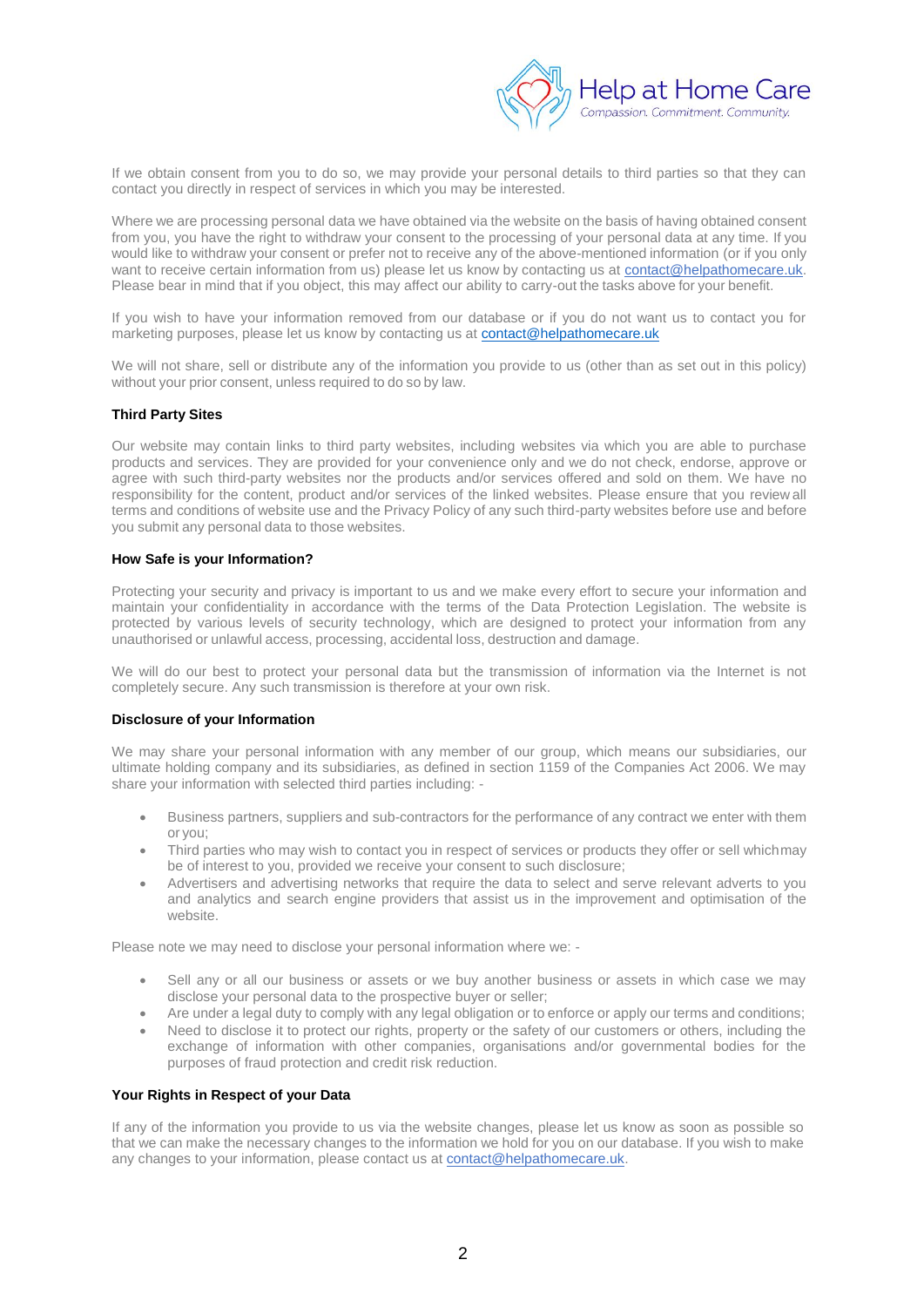If we obtain consent from you to do so, we may provide your personal details to third parties so that they can contact you directly in respect of services in which you may be interested.

Where we are processing personal data we have obtained via the website on the basis of having obtained consent from you, you have the right to withdraw your consent to the processing of your personal data at any time. If you would like to withdraw your consent or prefer not to receive any of the above-mentioned information (or if you only want to receive certain information from us) please let us know by contacting us at contact@helpathomecare.uk. Please bear in mind that if you object, this may affect our ability to carry-out the tasks above for your benefit.

If you wish to have your information removed from our database or if you do not want us to contact you for marketing purposes, please let us know by contacting us at contact@helpathomecare.uk

We will not share, sell or distribute any of the information you provide to us (other than as set out in this policy) without your prior consent, unless required to do so by law.

**Third Party Sites**

Our website may contain links to third party websites, including websites via which you are able to purchase products and services. They are provided for your convenience only and we do not check, endorse, approve or agree with such third-party websites nor the products and/or services offered and sold on them. We have no responsibility for the content, product and/or services of the linked websites. Please ensure that you review all terms and conditions of website use and the Privacy Policy of any such third-party websites before use and before you submit any personal data to those websites.

**How Safe is your Information?**

Protecting your security and privacy is important to us and we make every effort to secure your information and maintain your confidentiality in accordance with the terms of the Data Protection Legislation. The website is protected by various levels of security technology, which are designed to protect your information from any unauthorised or unlawful access, processing, accidental loss, destruction and damage.

We will do our best to protect your personal data but the transmission of information via the Internet is not completely secure. Any such transmission is therefore at your own risk.

**Disclosure of your Information**

We may share your personal information with any member of our group, which means our subsidiaries, our ultimate holding company and its subsidiaries, as defined in section 1159 of the Companies Act 2006. We may share your information with selected third parties including: -

- Business partners, suppliers and sub-contractors for the performance of any contract we enter with them or you;
- Third parties who may wish to contact you in respect of services or products they offer or sell which may be of interest to you, provided we receive your consent to such disclosure;
- Advertisers and advertising networks that require the data to select and serve relevant adverts to you and analytics and search engine providers that assist us in the improvement and optimisation of the website.

Please note we may need to disclose your personal information where we: -

- Sell any or all our business or assets or we buy another business or assets in which case we may disclose your personal data to the prospective buyer or seller;
- Are under a legal duty to comply with any legal obligation or to enforce or apply our terms and conditions;
- Need to disclose it to protect our rights, property or the safety of our customers or others, including the exchange of information with other companies, organisations and/or governmental bodies for the purposes of fraud protection and credit risk reduction.

**Your Rights in Respect of your Data**

If any of the information you provide to us via the website changes, please let us know as soon as possible so that we can make the necessary changes to the information we hold for you on our database. If you wish to make any changes to your information, please contact us at contact@helpathomecare.uk.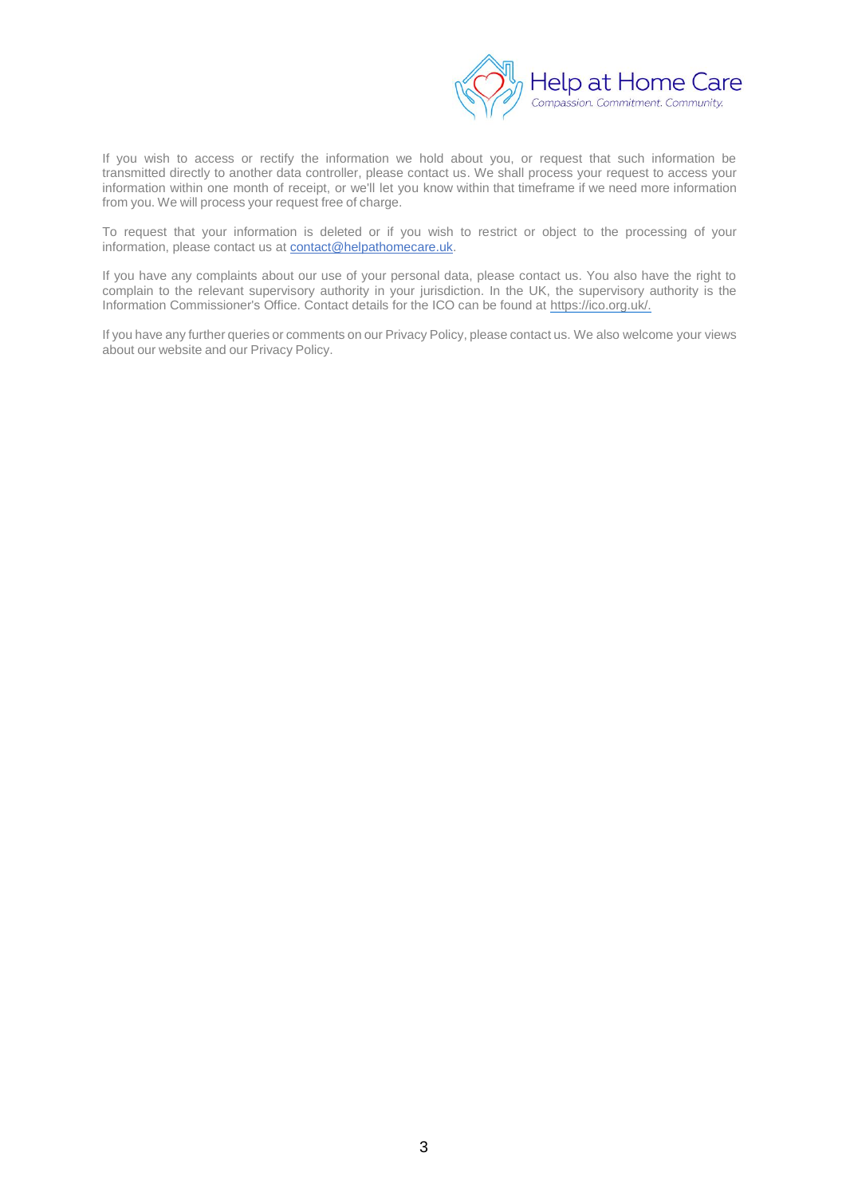If you wish to access or rectify the information we hold about you, or request that such information be transmitted directly to another data controller, please contact us. We shall process your request to access your information within one month of receipt, or we'll let you know within that timeframe if we need more information from you. We will process your request free of charge.

To request that your information is deleted or if you wish to restrict or object to the processing of your information, please contact us at contact@helpathomecare.uk.

If you have any complaints about our use of your personal data, please contact us. You also have the right to complain to the relevant supervisory authority in your jurisdiction. In the UK, the supervisory authority is the Information Commissioner's Office. Contact details for the ICO can be found at https://ico.org.uk/.

If you have any further queries or comments on our Privacy Policy, please contact us. We also welcome your views about our website and our Privacy Policy.